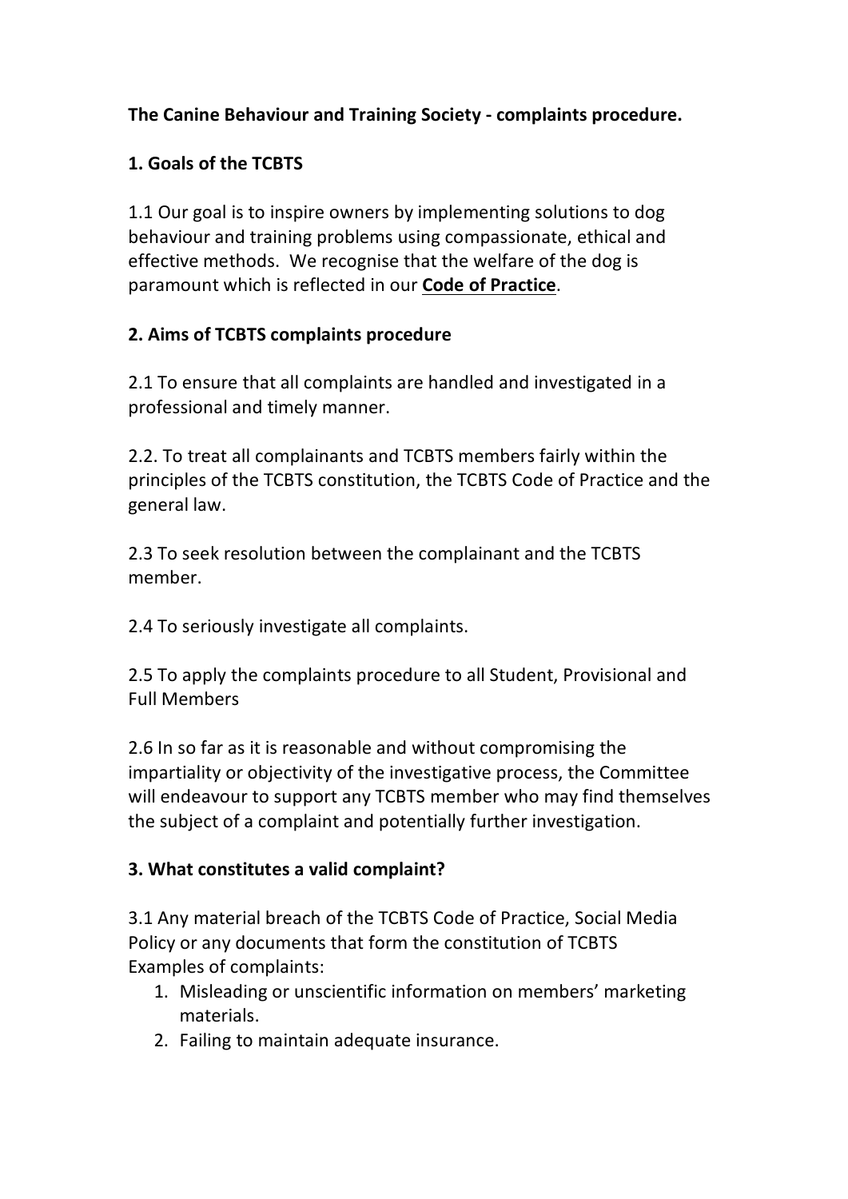**The Canine Behaviour and Training Society - complaints procedure.**

**1. Goals of the TCBTS**

1.1 Our goal is to inspire owners by implementing solutions to dog behaviour and training problems using compassionate, ethical and effective methods. We recognise that the welfare of the dog is paramount which is reflected in our **Code of Practice**.

**2. Aims of TCBTS complaints procedure**

2.1 To ensure that all complaints are handled and investigated in a professional and timely manner.

2.2. To treat all complainants and TCBTS members fairly within the principles of the TCBTS constitution, the TCBTS Code of Practice and the general law.

2.3 To seek resolution between the complainant and the TCBTS member.

2.4 To seriously investigate all complaints.

2.5 To apply the complaints procedure to all Student, Provisional and Full Members

2.6 In so far as it is reasonable and without compromising the impartiality or objectivity of the investigative process, the Committee will endeavour to support any TCBTS member who may find themselves the subject of a complaint and potentially further investigation.

**3. What constitutes a valid complaint?**

3.1 Any material breach of the TCBTS Code of Practice, Social Media Policy or any documents that form the constitution of TCBTS
Examples of complaints:

1. Misleading or unscientific information on members' marketing materials.
2. Failing to maintain adequate insurance.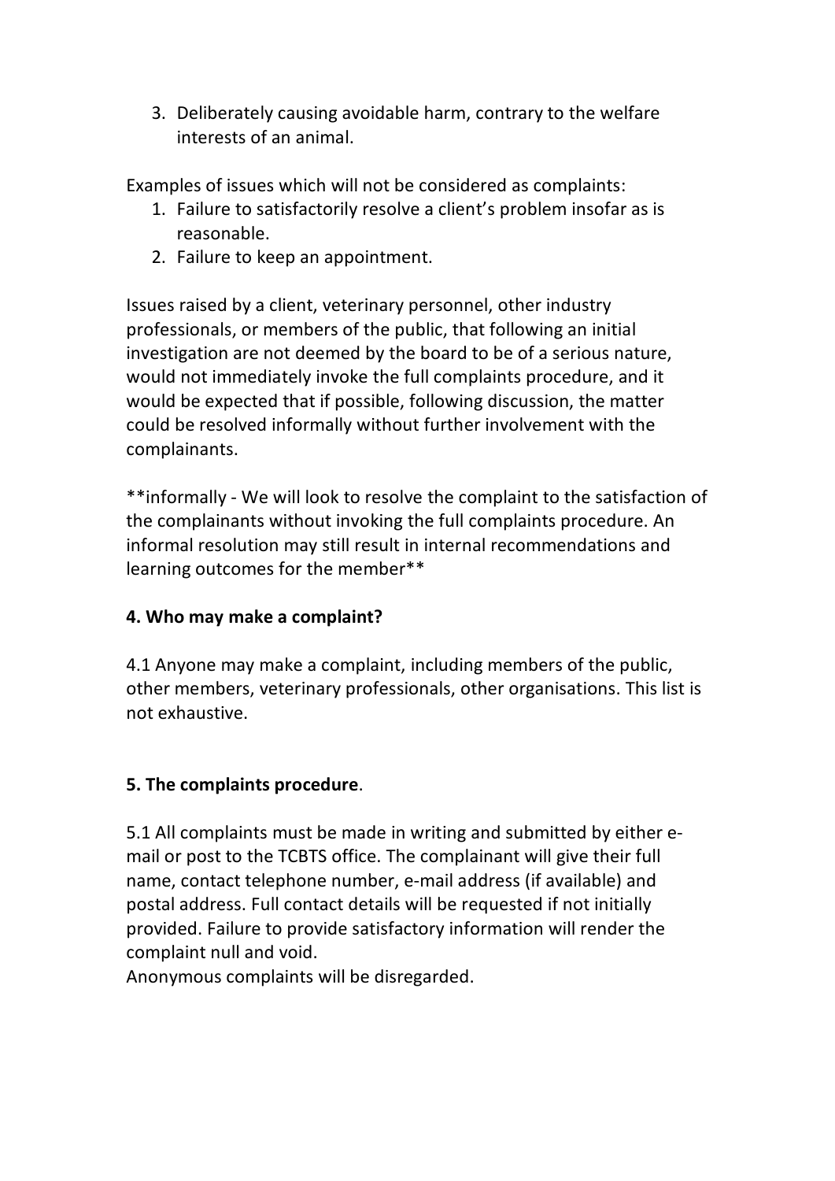3. Deliberately causing avoidable harm, contrary to the welfare interests of an animal.

Examples of issues which will not be considered as complaints:

1. Failure to satisfactorily resolve a client's problem insofar as is reasonable.
2. Failure to keep an appointment.

Issues raised by a client, veterinary personnel, other industry professionals, or members of the public, that following an initial investigation are not deemed by the board to be of a serious nature, would not immediately invoke the full complaints procedure, and it would be expected that if possible, following discussion, the matter could be resolved informally without further involvement with the complainants.

**informally - We will look to resolve the complaint to the satisfaction of the complainants without invoking the full complaints procedure. An informal resolution may still result in internal recommendations and learning outcomes for the member**

**4. Who may make a complaint?**

4.1 Anyone may make a complaint, including members of the public, other members, veterinary professionals, other organisations. This list is not exhaustive.

**5. The complaints procedure**.

5.1 All complaints must be made in writing and submitted by either e-mail or post to the TCBTS office. The complainant will give their full name, contact telephone number, e-mail address (if available) and postal address. Full contact details will be requested if not initially provided. Failure to provide satisfactory information will render the complaint null and void.
Anonymous complaints will be disregarded.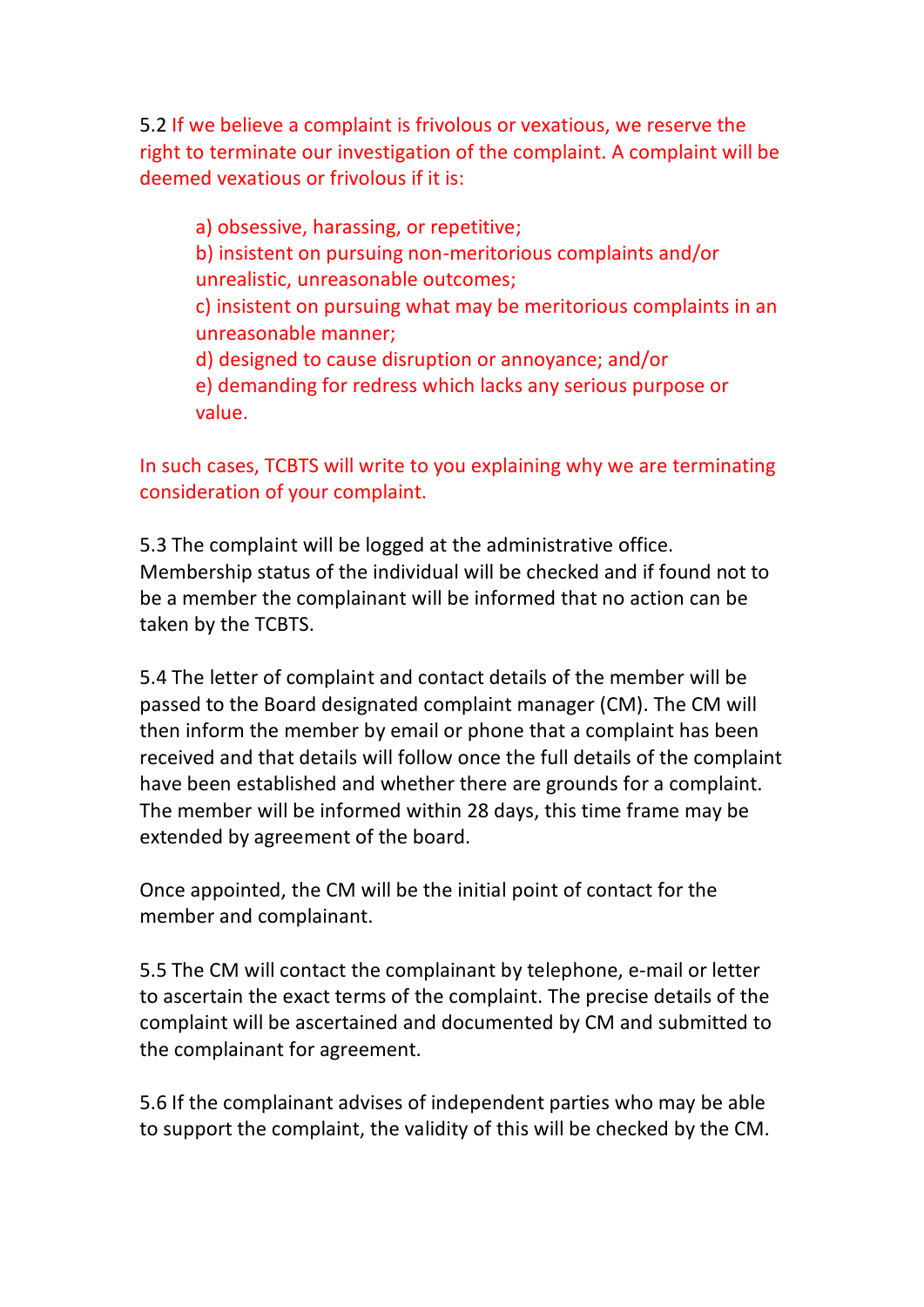5.2 If we believe a complaint is frivolous or vexatious, we reserve the right to terminate our investigation of the complaint. A complaint will be deemed vexatious or frivolous if it is:

- a) obsessive, harassing, or repetitive;
- b) insistent on pursuing non-meritorious complaints and/or unrealistic, unreasonable outcomes;
- c) insistent on pursuing what may be meritorious complaints in an unreasonable manner;
- d) designed to cause disruption or annoyance; and/or
- e) demanding for redress which lacks any serious purpose or value.

In such cases, TCBTS will write to you explaining why we are terminating consideration of your complaint.

5.3 The complaint will be logged at the administrative office. Membership status of the individual will be checked and if found not to be a member the complainant will be informed that no action can be taken by the TCBTS.

5.4 The letter of complaint and contact details of the member will be passed to the Board designated complaint manager (CM). The CM will then inform the member by email or phone that a complaint has been received and that details will follow once the full details of the complaint have been established and whether there are grounds for a complaint. The member will be informed within 28 days, this time frame may be extended by agreement of the board.

Once appointed, the CM will be the initial point of contact for the member and complainant.

5.5 The CM will contact the complainant by telephone, e-mail or letter to ascertain the exact terms of the complaint. The precise details of the complaint will be ascertained and documented by CM and submitted to the complainant for agreement.

5.6 If the complainant advises of independent parties who may be able to support the complaint, the validity of this will be checked by the CM.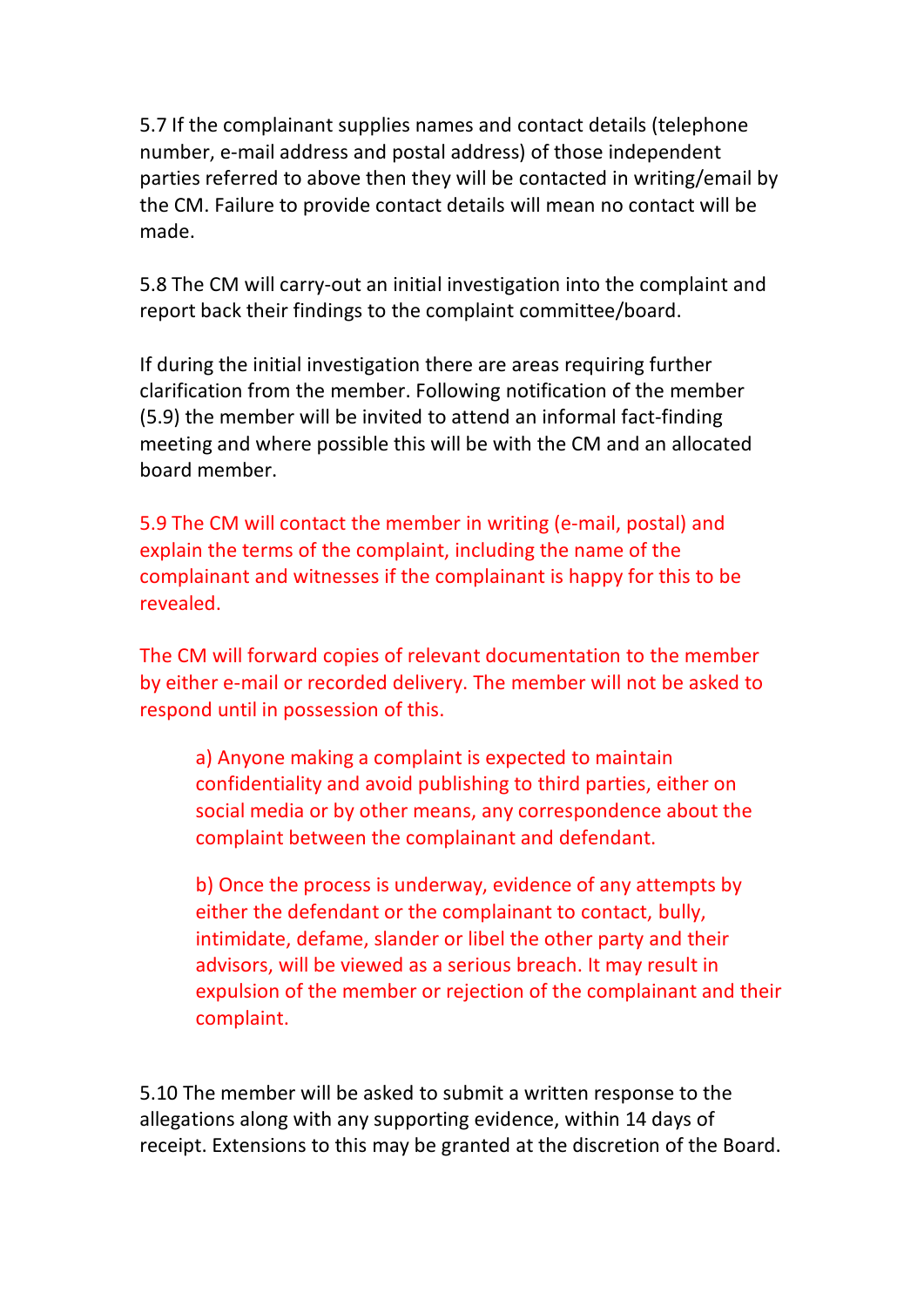5.7 If the complainant supplies names and contact details (telephone number, e-mail address and postal address) of those independent parties referred to above then they will be contacted in writing/email by the CM. Failure to provide contact details will mean no contact will be made.

5.8 The CM will carry-out an initial investigation into the complaint and report back their findings to the complaint committee/board.

If during the initial investigation there are areas requiring further clarification from the member. Following notification of the member (5.9) the member will be invited to attend an informal fact-finding meeting and where possible this will be with the CM and an allocated board member.

5.9 The CM will contact the member in writing (e-mail, postal) and explain the terms of the complaint, including the name of the complainant and witnesses if the complainant is happy for this to be revealed.

The CM will forward copies of relevant documentation to the member by either e-mail or recorded delivery. The member will not be asked to respond until in possession of this.

> a) Anyone making a complaint is expected to maintain confidentiality and avoid publishing to third parties, either on social media or by other means, any correspondence about the complaint between the complainant and defendant.
>
> b) Once the process is underway, evidence of any attempts by either the defendant or the complainant to contact, bully, intimidate, defame, slander or libel the other party and their advisors, will be viewed as a serious breach. It may result in expulsion of the member or rejection of the complainant and their complaint.

5.10 The member will be asked to submit a written response to the allegations along with any supporting evidence, within 14 days of receipt. Extensions to this may be granted at the discretion of the Board.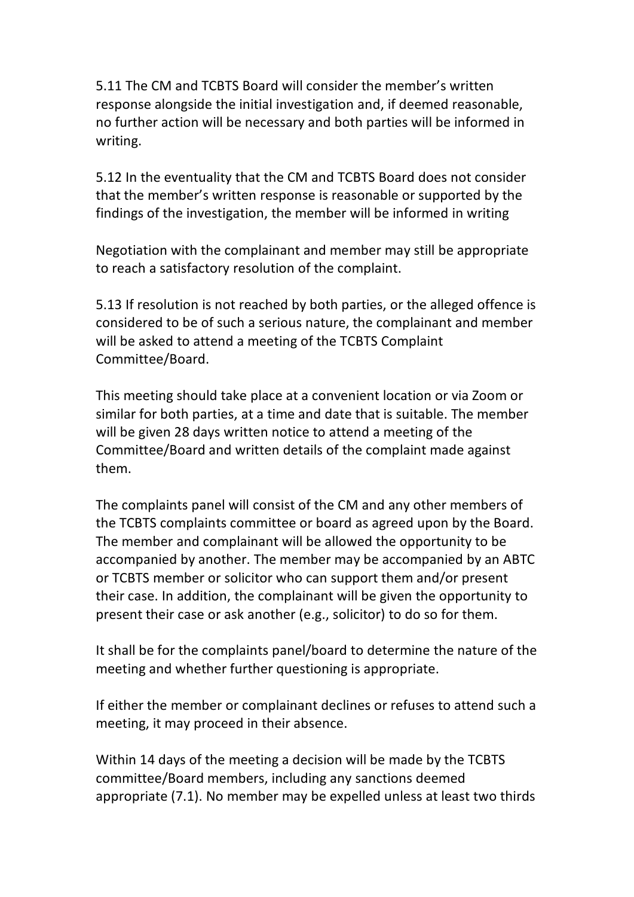5.11 The CM and TCBTS Board will consider the member's written response alongside the initial investigation and, if deemed reasonable, no further action will be necessary and both parties will be informed in writing.

5.12 In the eventuality that the CM and TCBTS Board does not consider that the member's written response is reasonable or supported by the findings of the investigation, the member will be informed in writing

Negotiation with the complainant and member may still be appropriate to reach a satisfactory resolution of the complaint.

5.13 If resolution is not reached by both parties, or the alleged offence is considered to be of such a serious nature, the complainant and member will be asked to attend a meeting of the TCBTS Complaint Committee/Board.

This meeting should take place at a convenient location or via Zoom or similar for both parties, at a time and date that is suitable. The member will be given 28 days written notice to attend a meeting of the Committee/Board and written details of the complaint made against them.

The complaints panel will consist of the CM and any other members of the TCBTS complaints committee or board as agreed upon by the Board. The member and complainant will be allowed the opportunity to be accompanied by another. The member may be accompanied by an ABTC or TCBTS member or solicitor who can support them and/or present their case. In addition, the complainant will be given the opportunity to present their case or ask another (e.g., solicitor) to do so for them.

It shall be for the complaints panel/board to determine the nature of the meeting and whether further questioning is appropriate.

If either the member or complainant declines or refuses to attend such a meeting, it may proceed in their absence.

Within 14 days of the meeting a decision will be made by the TCBTS committee/Board members, including any sanctions deemed appropriate (7.1). No member may be expelled unless at least two thirds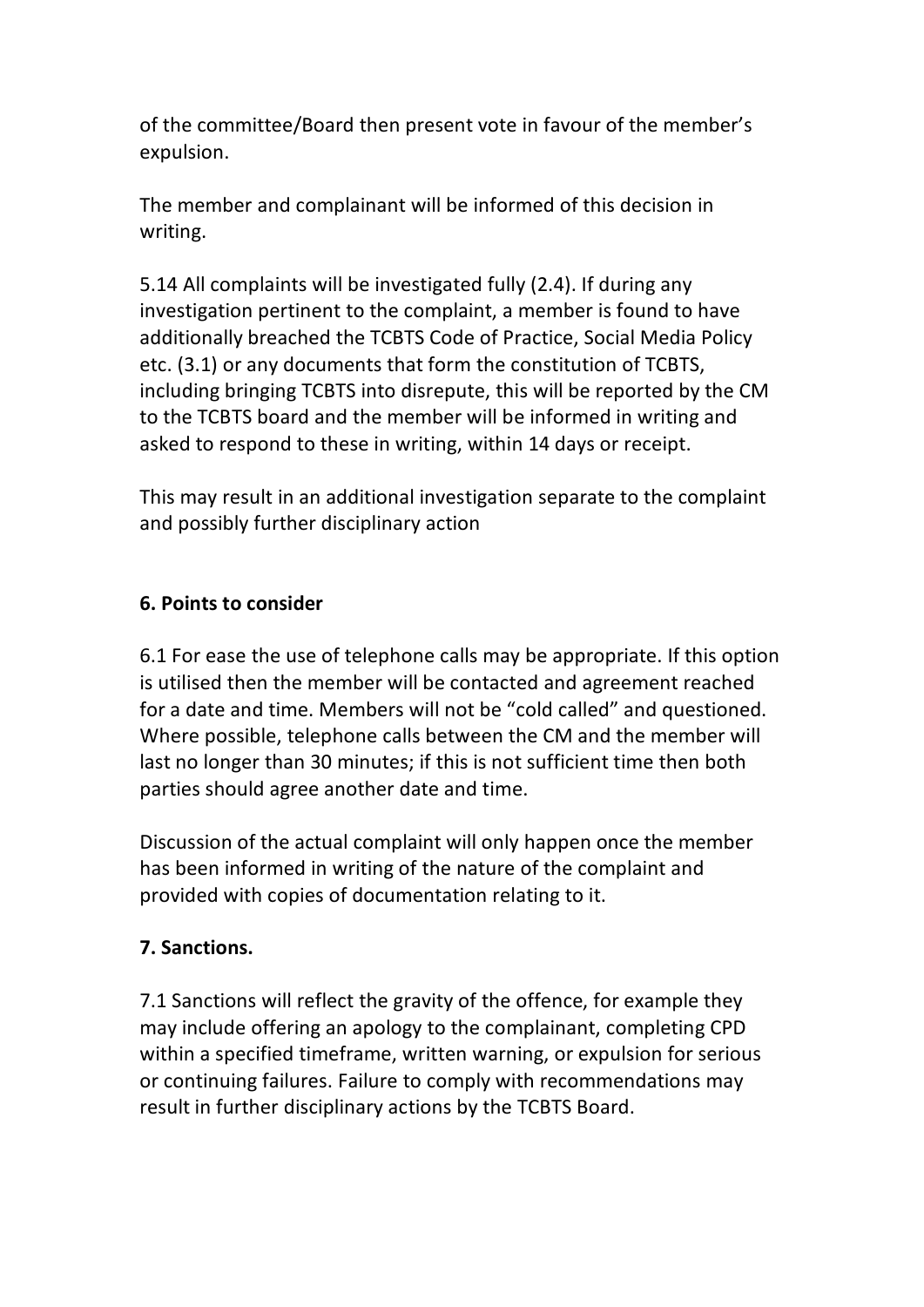of the committee/Board then present vote in favour of the member's expulsion.

The member and complainant will be informed of this decision in writing.

5.14 All complaints will be investigated fully (2.4). If during any investigation pertinent to the complaint, a member is found to have additionally breached the TCBTS Code of Practice, Social Media Policy etc. (3.1) or any documents that form the constitution of TCBTS, including bringing TCBTS into disrepute, this will be reported by the CM to the TCBTS board and the member will be informed in writing and asked to respond to these in writing, within 14 days or receipt.

This may result in an additional investigation separate to the complaint and possibly further disciplinary action

**6. Points to consider**

6.1 For ease the use of telephone calls may be appropriate. If this option is utilised then the member will be contacted and agreement reached for a date and time. Members will not be "cold called" and questioned. Where possible, telephone calls between the CM and the member will last no longer than 30 minutes; if this is not sufficient time then both parties should agree another date and time.

Discussion of the actual complaint will only happen once the member has been informed in writing of the nature of the complaint and provided with copies of documentation relating to it.

**7. Sanctions.**

7.1 Sanctions will reflect the gravity of the offence, for example they may include offering an apology to the complainant, completing CPD within a specified timeframe, written warning, or expulsion for serious or continuing failures. Failure to comply with recommendations may result in further disciplinary actions by the TCBTS Board.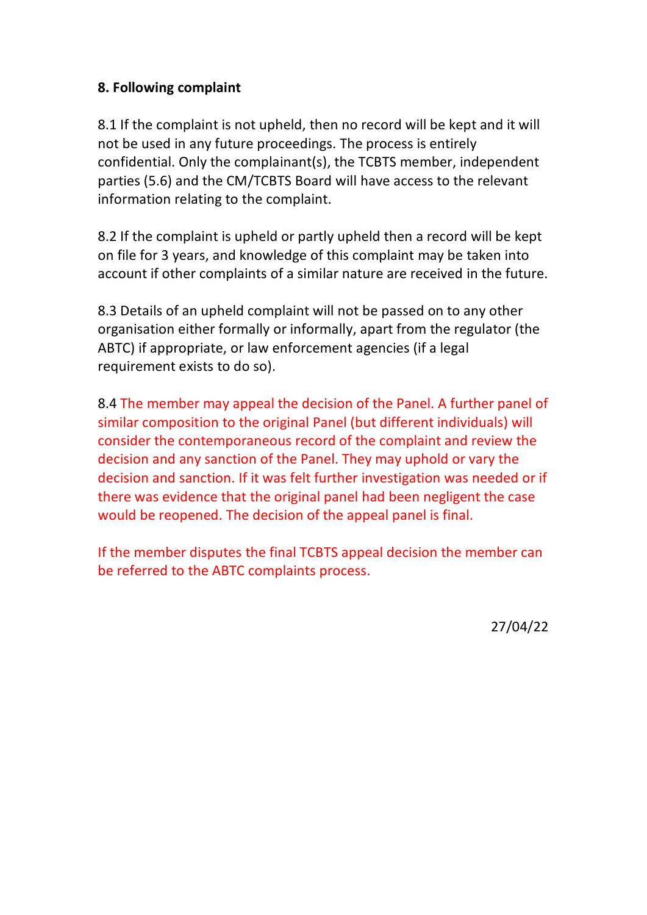**8. Following complaint**

8.1 If the complaint is not upheld, then no record will be kept and it will not be used in any future proceedings. The process is entirely confidential. Only the complainant(s), the TCBTS member, independent parties (5.6) and the CM/TCBTS Board will have access to the relevant information relating to the complaint.

8.2 If the complaint is upheld or partly upheld then a record will be kept on file for 3 years, and knowledge of this complaint may be taken into account if other complaints of a similar nature are received in the future.

8.3 Details of an upheld complaint will not be passed on to any other organisation either formally or informally, apart from the regulator (the ABTC) if appropriate, or law enforcement agencies (if a legal requirement exists to do so).

8.4 The member may appeal the decision of the Panel. A further panel of similar composition to the original Panel (but different individuals) will consider the contemporaneous record of the complaint and review the decision and any sanction of the Panel. They may uphold or vary the decision and sanction. If it was felt further investigation was needed or if there was evidence that the original panel had been negligent the case would be reopened. The decision of the appeal panel is final.

If the member disputes the final TCBTS appeal decision the member can be referred to the ABTC complaints process.

27/04/22